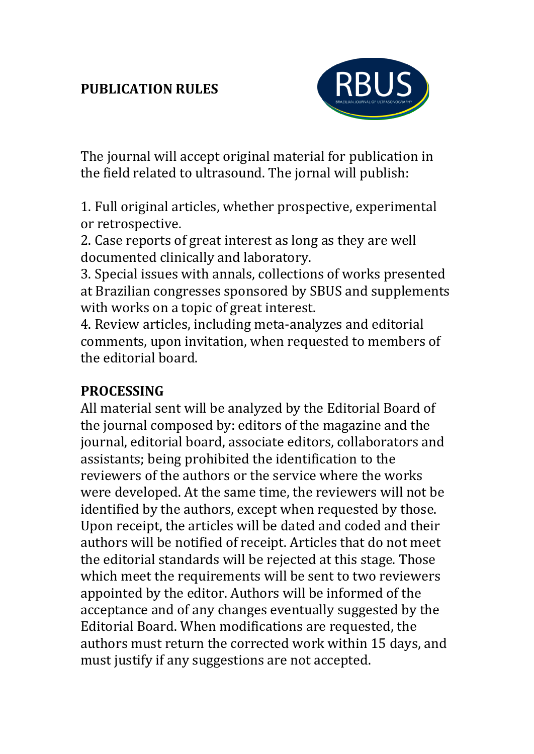## PUBLICATION RULES

The journal will accept original material for publication in the field related to ultrasound. The jornal will publish:

1. Full original articles, whether prospective, experimental or retrospective.
2. Case reports of great interest as long as they are well documented clinically and laboratory.
3. Special issues with annals, collections of works presented at Brazilian congresses sponsored by SBUS and supplements with works on a topic of great interest.
4. Review articles, including meta-analyzes and editorial comments, upon invitation, when requested to members of the editorial board.

## PROCESSING

All material sent will be analyzed by the Editorial Board of the journal composed by: editors of the magazine and the journal, editorial board, associate editors, collaborators and assistants; being prohibited the identification to the reviewers of the authors or the service where the works were developed. At the same time, the reviewers will not be identified by the authors, except when requested by those. Upon receipt, the articles will be dated and coded and their authors will be notified of receipt. Articles that do not meet the editorial standards will be rejected at this stage. Those which meet the requirements will be sent to two reviewers appointed by the editor. Authors will be informed of the acceptance and of any changes eventually suggested by the Editorial Board. When modifications are requested, the authors must return the corrected work within 15 days, and must justify if any suggestions are not accepted.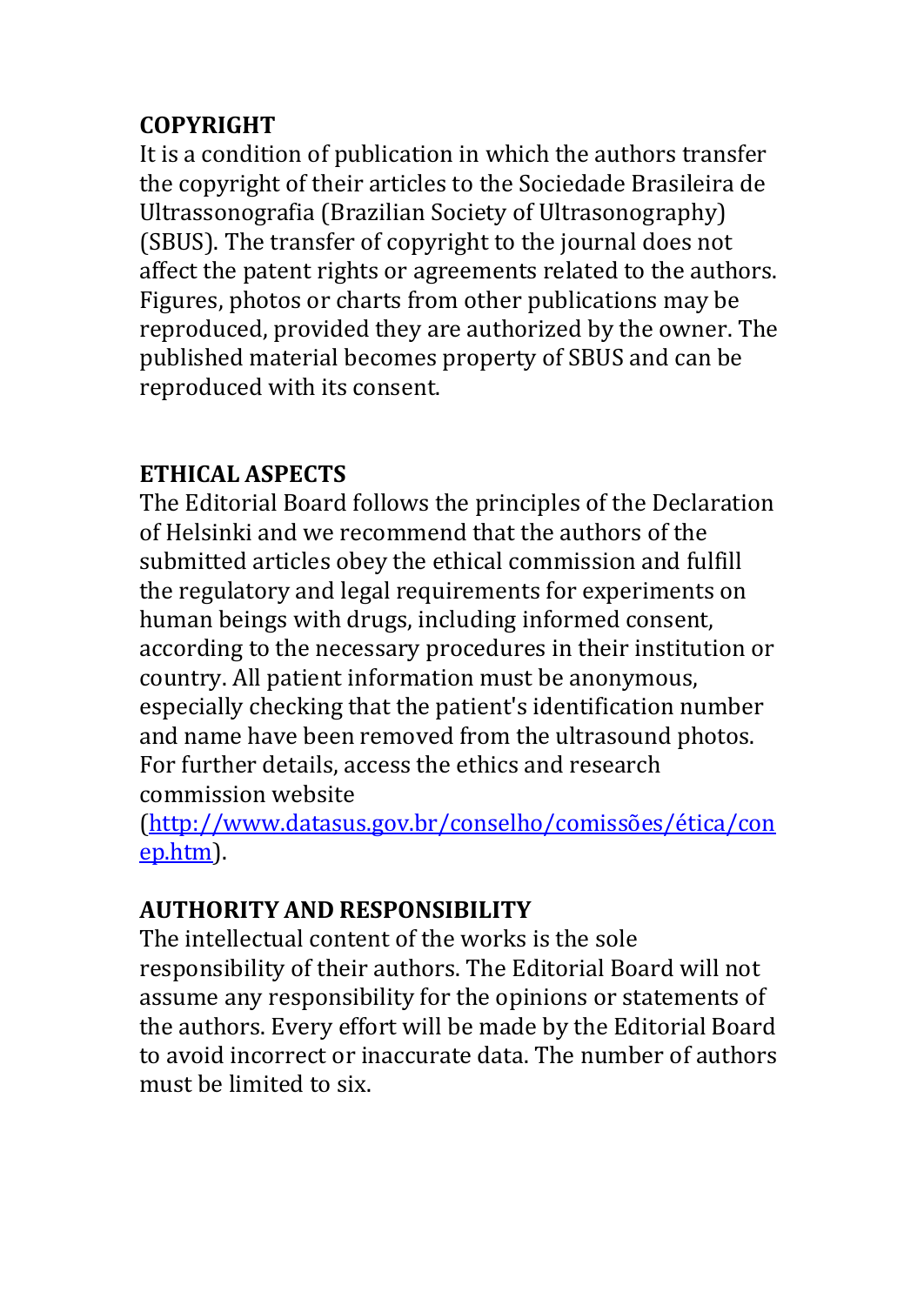## COPYRIGHT

It is a condition of publication in which the authors transfer the copyright of their articles to the Sociedade Brasileira de Ultrassonografia (Brazilian Society of Ultrasonography) (SBUS). The transfer of copyright to the journal does not affect the patent rights or agreements related to the authors. Figures, photos or charts from other publications may be reproduced, provided they are authorized by the owner. The published material becomes property of SBUS and can be reproduced with its consent.

## ETHICAL ASPECTS

The Editorial Board follows the principles of the Declaration of Helsinki and we recommend that the authors of the submitted articles obey the ethical commission and fulfill the regulatory and legal requirements for experiments on human beings with drugs, including informed consent, according to the necessary procedures in their institution or country. All patient information must be anonymous, especially checking that the patient's identification number and name have been removed from the ultrasound photos. For further details, access the ethics and research commission website (http://www.datasus.gov.br/conselho/comissões/ética/conep.htm).

## AUTHORITY AND RESPONSIBILITY

The intellectual content of the works is the sole responsibility of their authors. The Editorial Board will not assume any responsibility for the opinions or statements of the authors. Every effort will be made by the Editorial Board to avoid incorrect or inaccurate data. The number of authors must be limited to six.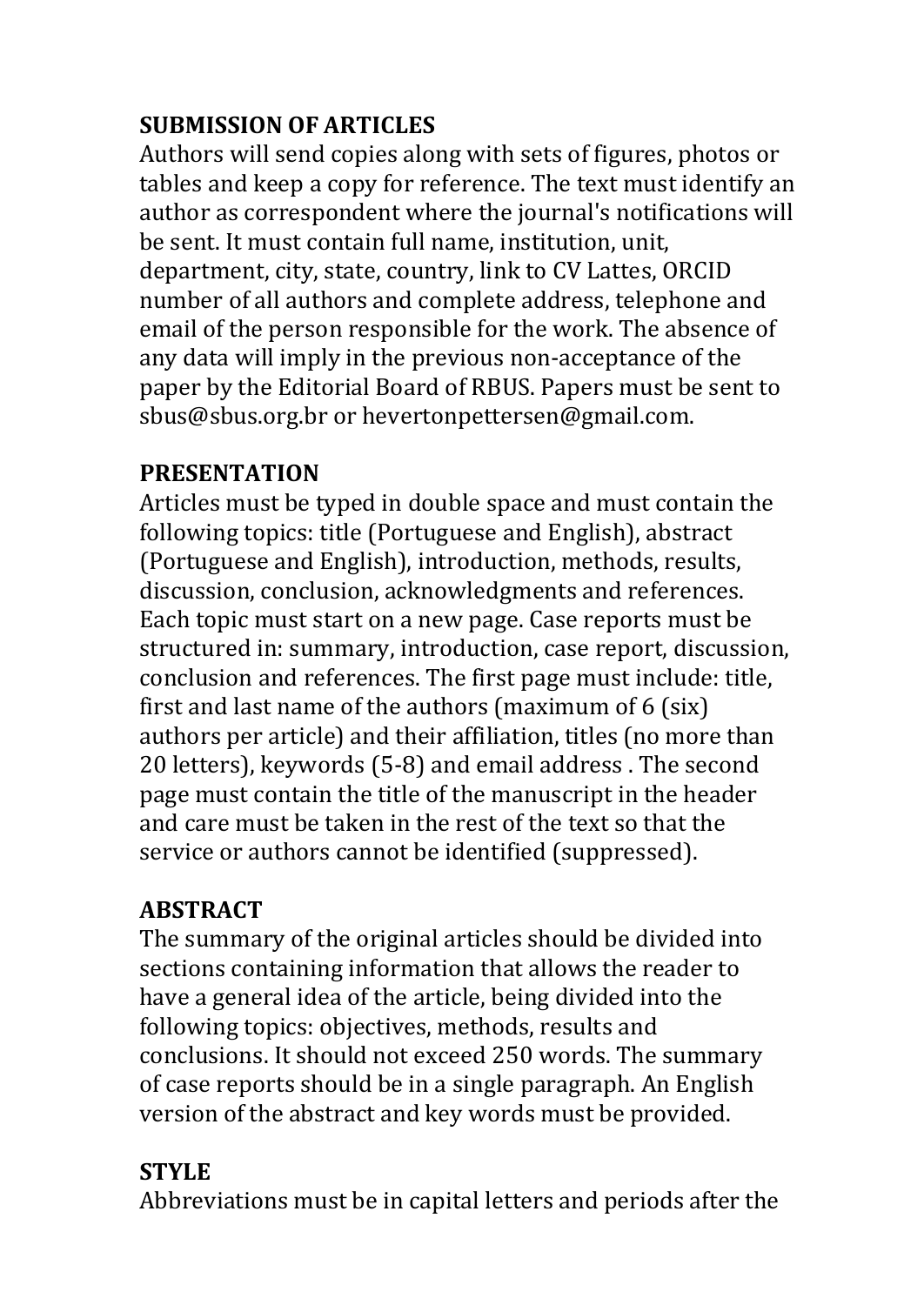## SUBMISSION OF ARTICLES

Authors will send copies along with sets of figures, photos or tables and keep a copy for reference. The text must identify an author as correspondent where the journal's notifications will be sent. It must contain full name, institution, unit, department, city, state, country, link to CV Lattes, ORCID number of all authors and complete address, telephone and email of the person responsible for the work. The absence of any data will imply in the previous non-acceptance of the paper by the Editorial Board of RBUS. Papers must be sent to sbus@sbus.org.br or hevertonpettersen@gmail.com.

## PRESENTATION

Articles must be typed in double space and must contain the following topics: title (Portuguese and English), abstract (Portuguese and English), introduction, methods, results, discussion, conclusion, acknowledgments and references. Each topic must start on a new page. Case reports must be structured in: summary, introduction, case report, discussion, conclusion and references. The first page must include: title, first and last name of the authors (maximum of 6 (six) authors per article) and their affiliation, titles (no more than 20 letters), keywords (5-8) and email address . The second page must contain the title of the manuscript in the header and care must be taken in the rest of the text so that the service or authors cannot be identified (suppressed).

## ABSTRACT

The summary of the original articles should be divided into sections containing information that allows the reader to have a general idea of the article, being divided into the following topics: objectives, methods, results and conclusions. It should not exceed 250 words. The summary of case reports should be in a single paragraph. An English version of the abstract and key words must be provided.

## STYLE

Abbreviations must be in capital letters and periods after the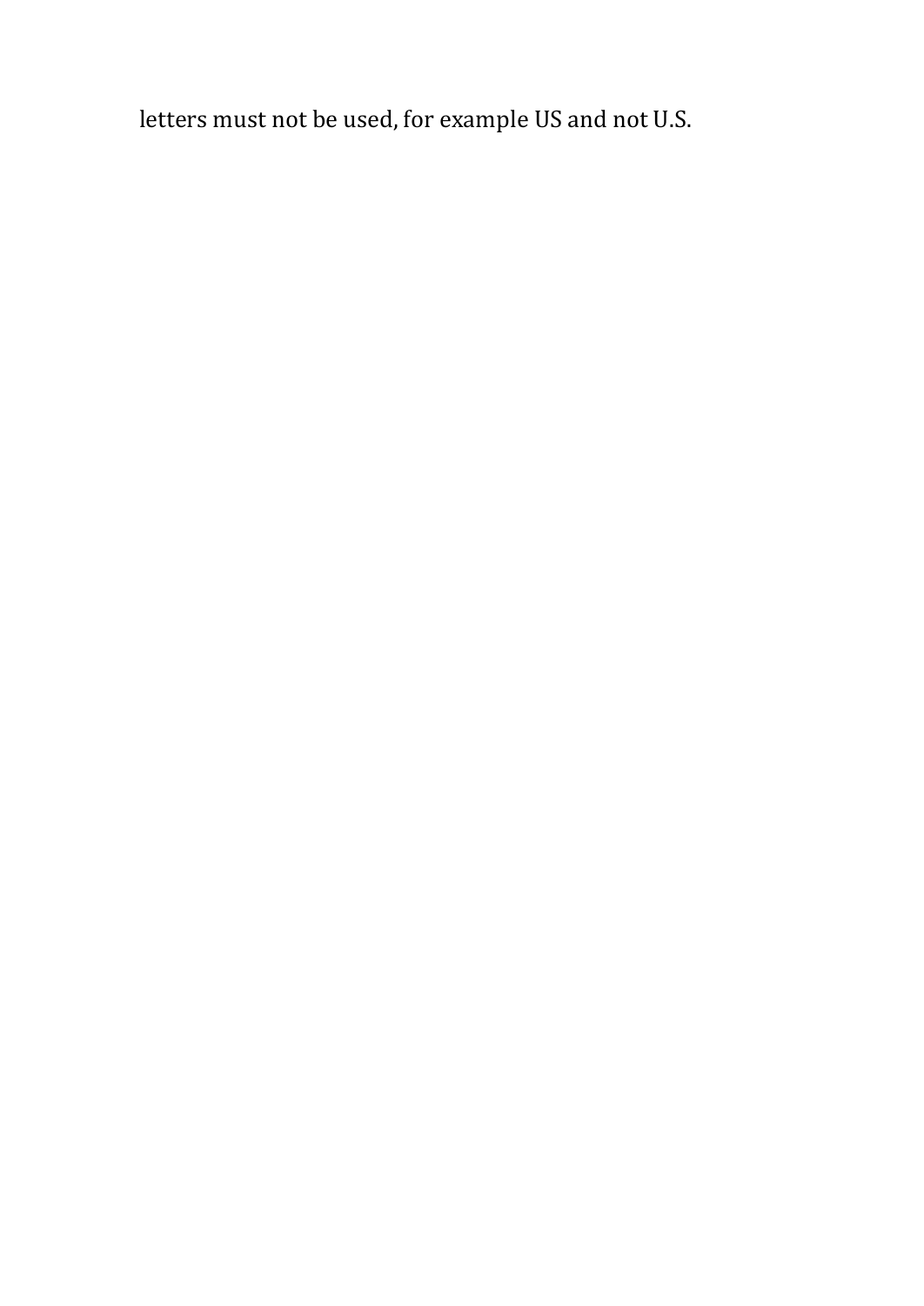letters must not be used, for example US and not U.S.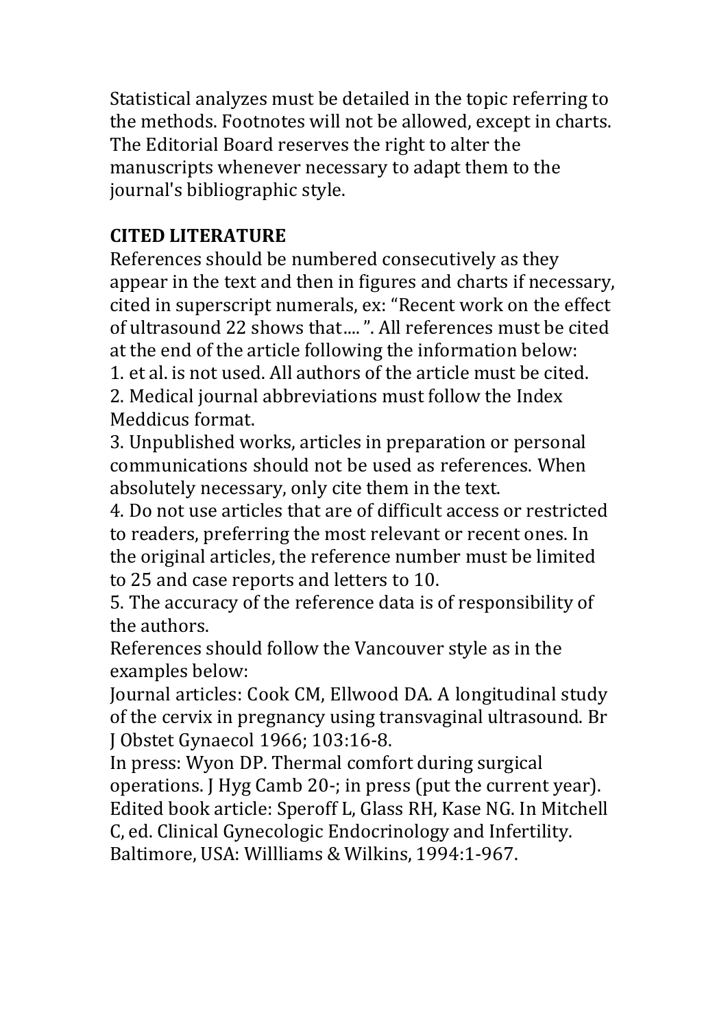Statistical analyzes must be detailed in the topic referring to the methods. Footnotes will not be allowed, except in charts. The Editorial Board reserves the right to alter the manuscripts whenever necessary to adapt them to the journal's bibliographic style.

**CITED LITERATURE**

References should be numbered consecutively as they appear in the text and then in figures and charts if necessary, cited in superscript numerals, ex: "Recent work on the effect of ultrasound 22 shows that.... ". All references must be cited at the end of the article following the information below:

1. et al. is not used. All authors of the article must be cited.
2. Medical journal abbreviations must follow the Index Meddicus format.
3. Unpublished works, articles in preparation or personal communications should not be used as references. When absolutely necessary, only cite them in the text.
4. Do not use articles that are of difficult access or restricted to readers, preferring the most relevant or recent ones. In the original articles, the reference number must be limited to 25 and case reports and letters to 10.
5. The accuracy of the reference data is of responsibility of the authors.

References should follow the Vancouver style as in the examples below:

Journal articles: Cook CM, Ellwood DA. A longitudinal study of the cervix in pregnancy using transvaginal ultrasound. Br J Obstet Gynaecol 1966; 103:16-8.

In press: Wyon DP. Thermal comfort during surgical operations. J Hyg Camb 20-; in press (put the current year).

Edited book article: Speroff L, Glass RH, Kase NG. In Mitchell C, ed. Clinical Gynecologic Endocrinology and Infertility. Baltimore, USA: Willliams & Wilkins, 1994:1-967.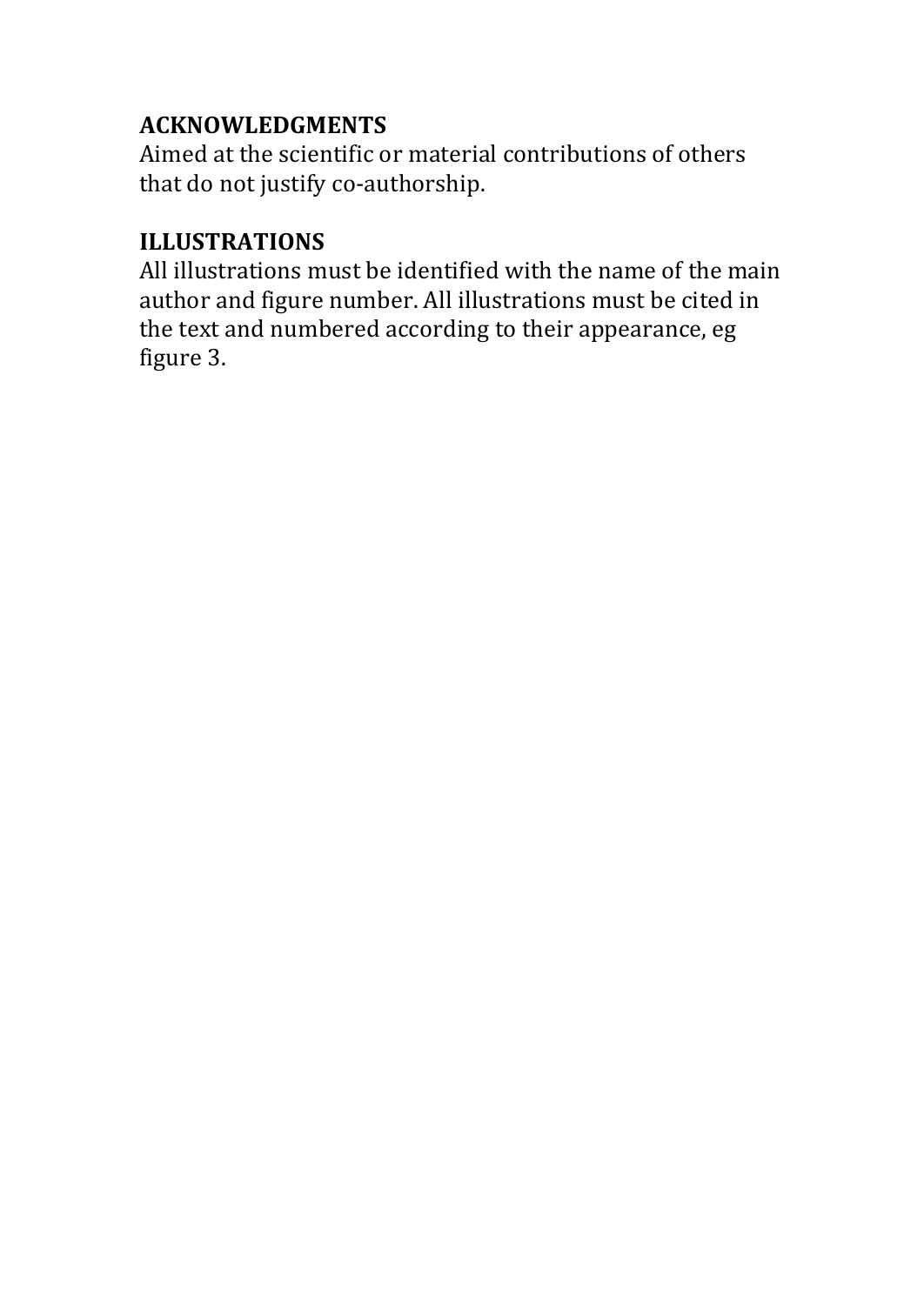**ACKNOWLEDGMENTS**
Aimed at the scientific or material contributions of others that do not justify co-authorship.

**ILLUSTRATIONS**
All illustrations must be identified with the name of the main author and figure number. All illustrations must be cited in the text and numbered according to their appearance, eg figure 3.